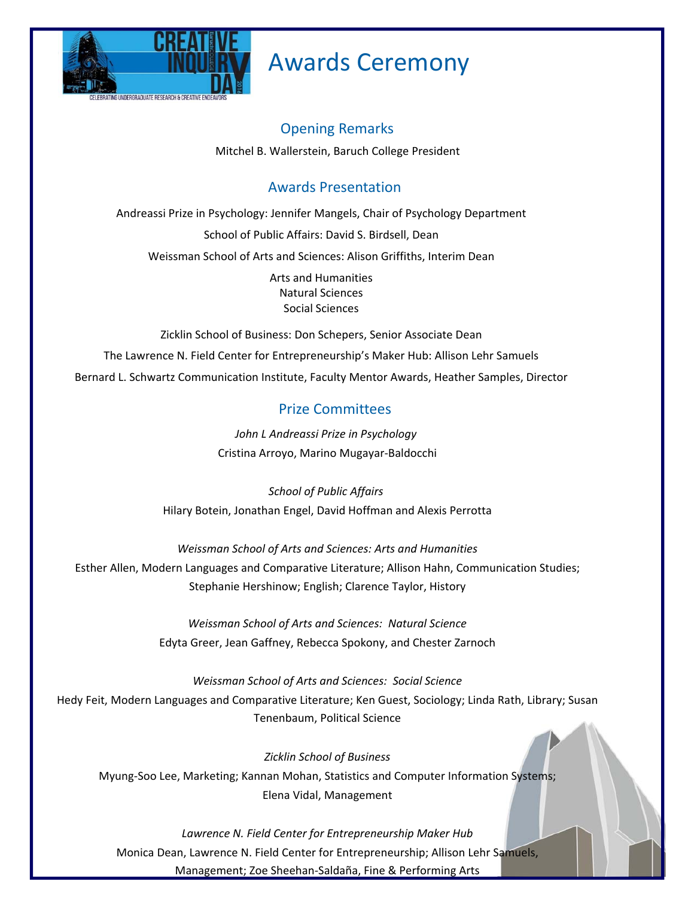# Awards Ceremony

## Opening Remarks

Mitchel B. Wallerstein, Baruch College President

## Awards Presentation

Andreassi Prize in Psychology: Jennifer Mangels, Chair of Psychology Department

School of Public Affairs: David S. Birdsell, Dean

Weissman School of Arts and Sciences: Alison Griffiths, Interim Dean

Arts and Humanities
Natural Sciences
Social Sciences

Zicklin School of Business: Don Schepers, Senior Associate Dean

The Lawrence N. Field Center for Entrepreneurship's Maker Hub: Allison Lehr Samuels

Bernard L. Schwartz Communication Institute, Faculty Mentor Awards, Heather Samples, Director

## Prize Committees

*John L Andreassi Prize in Psychology*

Cristina Arroyo, Marino Mugayar-Baldocchi

*School of Public Affairs*

Hilary Botein, Jonathan Engel, David Hoffman and Alexis Perrotta

*Weissman School of Arts and Sciences: Arts and Humanities*

Esther Allen, Modern Languages and Comparative Literature; Allison Hahn, Communication Studies; Stephanie Hershinow; English; Clarence Taylor, History

*Weissman School of Arts and Sciences: Natural Science*

Edyta Greer, Jean Gaffney, Rebecca Spokony, and Chester Zarnoch

*Weissman School of Arts and Sciences: Social Science*

Hedy Feit, Modern Languages and Comparative Literature; Ken Guest, Sociology; Linda Rath, Library; Susan Tenenbaum, Political Science

*Zicklin School of Business*

Myung-Soo Lee, Marketing; Kannan Mohan, Statistics and Computer Information Systems; Elena Vidal, Management

*Lawrence N. Field Center for Entrepreneurship Maker Hub*

Monica Dean, Lawrence N. Field Center for Entrepreneurship; Allison Lehr Samuels, Management; Zoe Sheehan-Saldaña, Fine & Performing Arts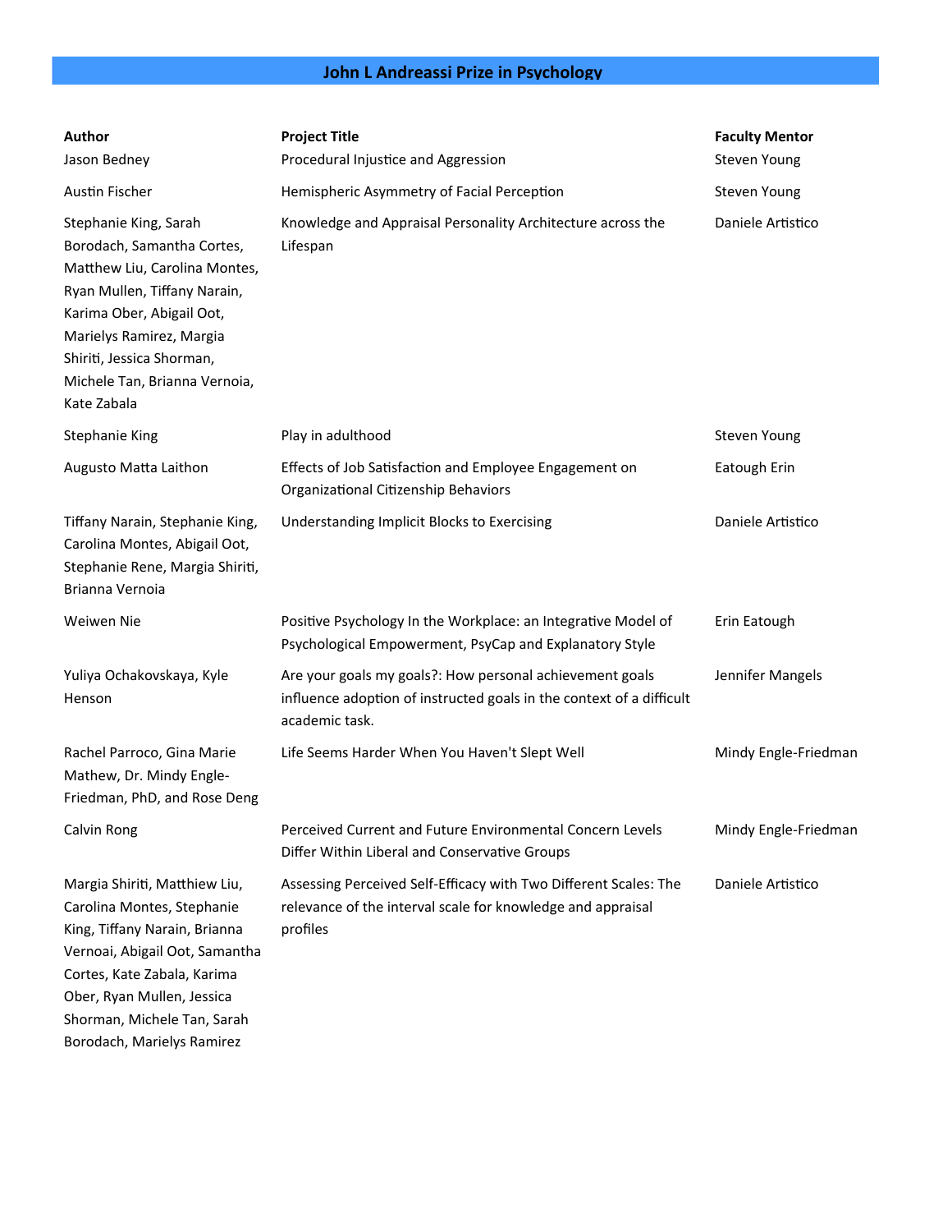## John L Andreassi Prize in Psychology

| Author | Project Title | Faculty Mentor |
|---|---|---|
| Jason Bedney | Procedural Injustice and Aggression | Steven Young |
| Austin Fischer | Hemispheric Asymmetry of Facial Perception | Steven Young |
| Stephanie King, Sarah Borodach, Samantha Cortes, Matthew Liu, Carolina Montes, Ryan Mullen, Tiffany Narain, Karima Ober, Abigail Oot, Marielys Ramirez, Margia Shiriti, Jessica Shorman, Michele Tan, Brianna Vernoia, Kate Zabala | Knowledge and Appraisal Personality Architecture across the Lifespan | Daniele Artistico |
| Stephanie King | Play in adulthood | Steven Young |
| Augusto Matta Laithon | Effects of Job Satisfaction and Employee Engagement on Organizational Citizenship Behaviors | Eatough Erin |
| Tiffany Narain, Stephanie King, Carolina Montes, Abigail Oot, Stephanie Rene, Margia Shiriti, Brianna Vernoia | Understanding Implicit Blocks to Exercising | Daniele Artistico |
| Weiwen Nie | Positive Psychology In the Workplace: an Integrative Model of Psychological Empowerment, PsyCap and Explanatory Style | Erin Eatough |
| Yuliya Ochakovskaya, Kyle Henson | Are your goals my goals?: How personal achievement goals influence adoption of instructed goals in the context of a difficult academic task. | Jennifer Mangels |
| Rachel Parroco, Gina Marie Mathew, Dr. Mindy Engle-Friedman, PhD, and Rose Deng | Life Seems Harder When You Haven't Slept Well | Mindy Engle-Friedman |
| Calvin Rong | Perceived Current and Future Environmental Concern Levels Differ Within Liberal and Conservative Groups | Mindy Engle-Friedman |
| Margia Shiriti, Matthiew Liu, Carolina Montes, Stephanie King, Tiffany Narain, Brianna Vernoai, Abigail Oot, Samantha Cortes, Kate Zabala, Karima Ober, Ryan Mullen, Jessica Shorman, Michele Tan, Sarah Borodach, Marielys Ramirez | Assessing Perceived Self-Efficacy with Two Different Scales: The relevance of the interval scale for knowledge and appraisal profiles | Daniele Artistico |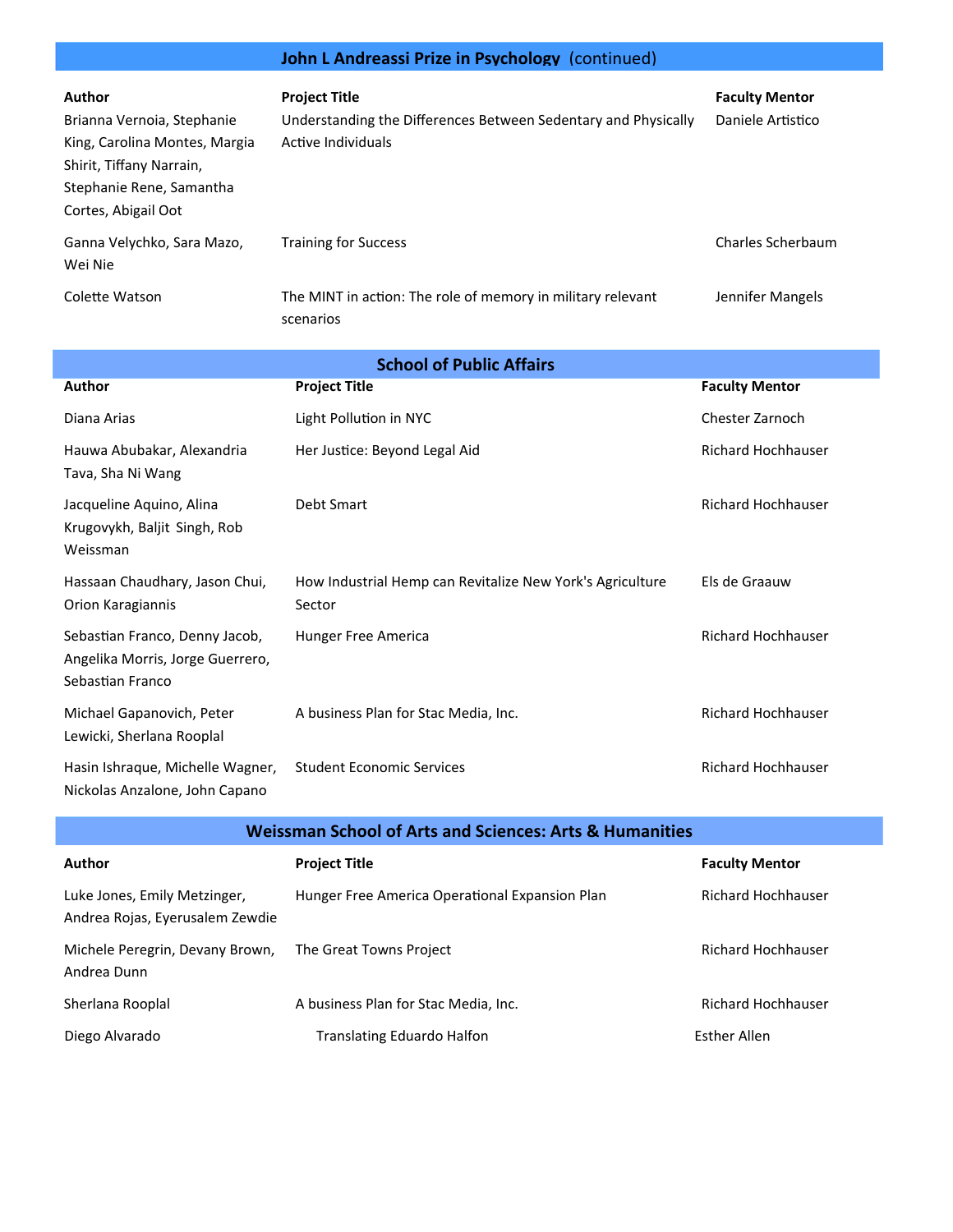## John L Andreassi Prize in Psychology (continued)

| Author | Project Title | Faculty Mentor |
| --- | --- | --- |
| Brianna Vernoia, Stephanie King, Carolina Montes, Margia Shirit, Tiffany Narrain, Stephanie Rene, Samantha Cortes, Abigail Oot | Understanding the Differences Between Sedentary and Physically Active Individuals | Daniele Artistico |
| Ganna Velychko, Sara Mazo, Wei Nie | Training for Success | Charles Scherbaum |
| Colette Watson | The MINT in action: The role of memory in military relevant scenarios | Jennifer Mangels |

## School of Public Affairs

| Author | Project Title | Faculty Mentor |
| --- | --- | --- |
| Diana Arias | Light Pollution in NYC | Chester Zarnoch |
| Hauwa Abubakar, Alexandria Tava, Sha Ni Wang | Her Justice: Beyond Legal Aid | Richard Hochhauser |
| Jacqueline Aquino, Alina Krugovykh, Baljit Singh, Rob Weissman | Debt Smart | Richard Hochhauser |
| Hassaan Chaudhary, Jason Chui, Orion Karagiannis | How Industrial Hemp can Revitalize New York's Agriculture Sector | Els de Graauw |
| Sebastian Franco, Denny Jacob, Angelika Morris, Jorge Guerrero, Sebastian Franco | Hunger Free America | Richard Hochhauser |
| Michael Gapanovich, Peter Lewicki, Sherlana Rooplal | A business Plan for Stac Media, Inc. | Richard Hochhauser |
| Hasin Ishraque, Michelle Wagner, Nickolas Anzalone, John Capano | Student Economic Services | Richard Hochhauser |

## Weissman School of Arts and Sciences: Arts & Humanities

| Author | Project Title | Faculty Mentor |
| --- | --- | --- |
| Luke Jones, Emily Metzinger, Andrea Rojas, Eyerusalem Zewdie | Hunger Free America Operational Expansion Plan | Richard Hochhauser |
| Michele Peregrin, Devany Brown, Andrea Dunn | The Great Towns Project | Richard Hochhauser |
| Sherlana Rooplal | A business Plan for Stac Media, Inc. | Richard Hochhauser |
| Diego Alvarado | Translating Eduardo Halfon | Esther Allen |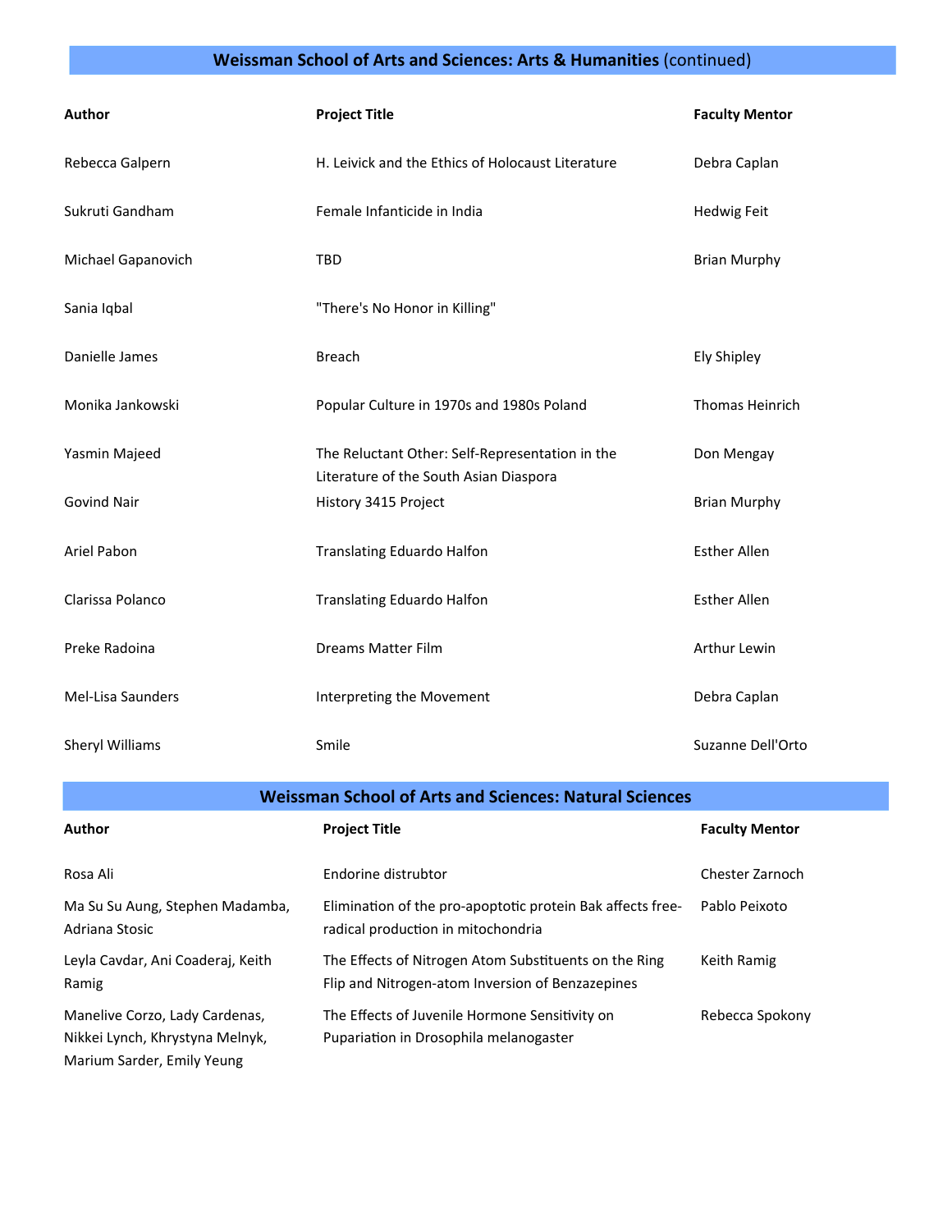## Weissman School of Arts and Sciences: Arts & Humanities (continued)

| Author | Project Title | Faculty Mentor |
| --- | --- | --- |
| Rebecca Galpern | H. Leivick and the Ethics of Holocaust Literature | Debra Caplan |
| Sukruti Gandham | Female Infanticide in India | Hedwig Feit |
| Michael Gapanovich | TBD | Brian Murphy |
| Sania Iqbal | "There's No Honor in Killing" | |
| Danielle James | Breach | Ely Shipley |
| Monika Jankowski | Popular Culture in 1970s and 1980s Poland | Thomas Heinrich |
| Yasmin Majeed | The Reluctant Other: Self-Representation in the Literature of the South Asian Diaspora | Don Mengay |
| Govind Nair | History 3415 Project | Brian Murphy |
| Ariel Pabon | Translating Eduardo Halfon | Esther Allen |
| Clarissa Polanco | Translating Eduardo Halfon | Esther Allen |
| Preke Radoina | Dreams Matter Film | Arthur Lewin |
| Mel-Lisa Saunders | Interpreting the Movement | Debra Caplan |
| Sheryl Williams | Smile | Suzanne Dell'Orto |

## Weissman School of Arts and Sciences: Natural Sciences

| Author | Project Title | Faculty Mentor |
| --- | --- | --- |
| Rosa Ali | Endorine distrubtor | Chester Zarnoch |
| Ma Su Su Aung, Stephen Madamba, Adriana Stosic | Elimination of the pro-apoptotic protein Bak affects free-radical production in mitochondria | Pablo Peixoto |
| Leyla Cavdar, Ani Coaderaj, Keith Ramig | The Effects of Nitrogen Atom Substituents on the Ring Flip and Nitrogen-atom Inversion of Benzazepines | Keith Ramig |
| Manelive Corzo, Lady Cardenas, Nikkei Lynch, Khrystyna Melnyk, Marium Sarder, Emily Yeung | The Effects of Juvenile Hormone Sensitivity on Pupariation in Drosophila melanogaster | Rebecca Spokony |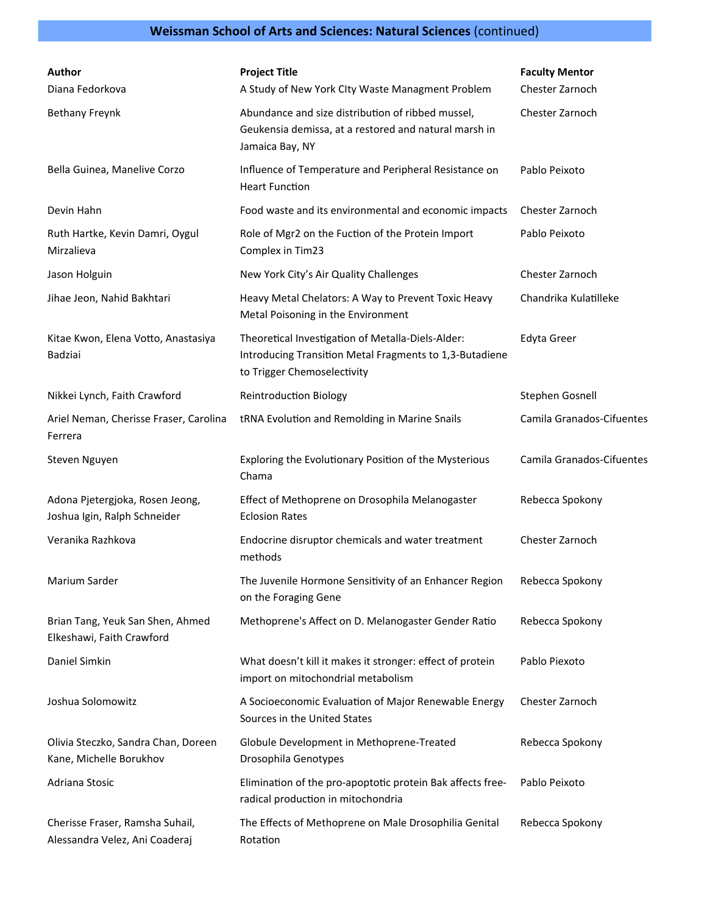## **Weissman School of Arts and Sciences: Natural Sciences** (continued)

| Author | Project Title | Faculty Mentor |
| --- | --- | --- |
| Diana Fedorkova | A Study of New York CIty Waste Managment Problem | Chester Zarnoch |
| Bethany Freynk | Abundance and size distribution of ribbed mussel, Geukensia demissa, at a restored and natural marsh in Jamaica Bay, NY | Chester Zarnoch |
| Bella Guinea, Manelive Corzo | Influence of Temperature and Peripheral Resistance on Heart Function | Pablo Peixoto |
| Devin Hahn | Food waste and its environmental and economic impacts | Chester Zarnoch |
| Ruth Hartke, Kevin Damri, Oygul Mirzalieva | Role of Mgr2 on the Fuction of the Protein Import Complex in Tim23 | Pablo Peixoto |
| Jason Holguin | New York City's Air Quality Challenges | Chester Zarnoch |
| Jihae Jeon, Nahid Bakhtari | Heavy Metal Chelators: A Way to Prevent Toxic Heavy Metal Poisoning in the Environment | Chandrika Kulatilleke |
| Kitae Kwon, Elena Votto, Anastasiya Badziai | Theoretical Investigation of Metalla-Diels-Alder: Introducing Transition Metal Fragments to 1,3-Butadiene to Trigger Chemoselectivity | Edyta Greer |
| Nikkei Lynch, Faith Crawford | Reintroduction Biology | Stephen Gosnell |
| Ariel Neman, Cherisse Fraser, Carolina Ferrera | tRNA Evolution and Remolding in Marine Snails | Camila Granados-Cifuentes |
| Steven Nguyen | Exploring the Evolutionary Position of the Mysterious Chama | Camila Granados-Cifuentes |
| Adona Pjetergjoka, Rosen Jeong, Joshua Igin, Ralph Schneider | Effect of Methoprene on Drosophila Melanogaster Eclosion Rates | Rebecca Spokony |
| Veranika Razhkova | Endocrine disruptor chemicals and water treatment methods | Chester Zarnoch |
| Marium Sarder | The Juvenile Hormone Sensitivity of an Enhancer Region on the Foraging Gene | Rebecca Spokony |
| Brian Tang, Yeuk San Shen, Ahmed Elkeshawi, Faith Crawford | Methoprene's Affect on D. Melanogaster Gender Ratio | Rebecca Spokony |
| Daniel Simkin | What doesn't kill it makes it stronger: effect of protein import on mitochondrial metabolism | Pablo Piexoto |
| Joshua Solomowitz | A Socioeconomic Evaluation of Major Renewable Energy Sources in the United States | Chester Zarnoch |
| Olivia Steczko, Sandra Chan, Doreen Kane, Michelle Borukhov | Globule Development in Methoprene-Treated Drosophila Genotypes | Rebecca Spokony |
| Adriana Stosic | Elimination of the pro-apoptotic protein Bak affects free-radical production in mitochondria | Pablo Peixoto |
| Cherisse Fraser, Ramsha Suhail, Alessandra Velez, Ani Coaderaj | The Effects of Methoprene on Male Drosophilia Genital Rotation | Rebecca Spokony |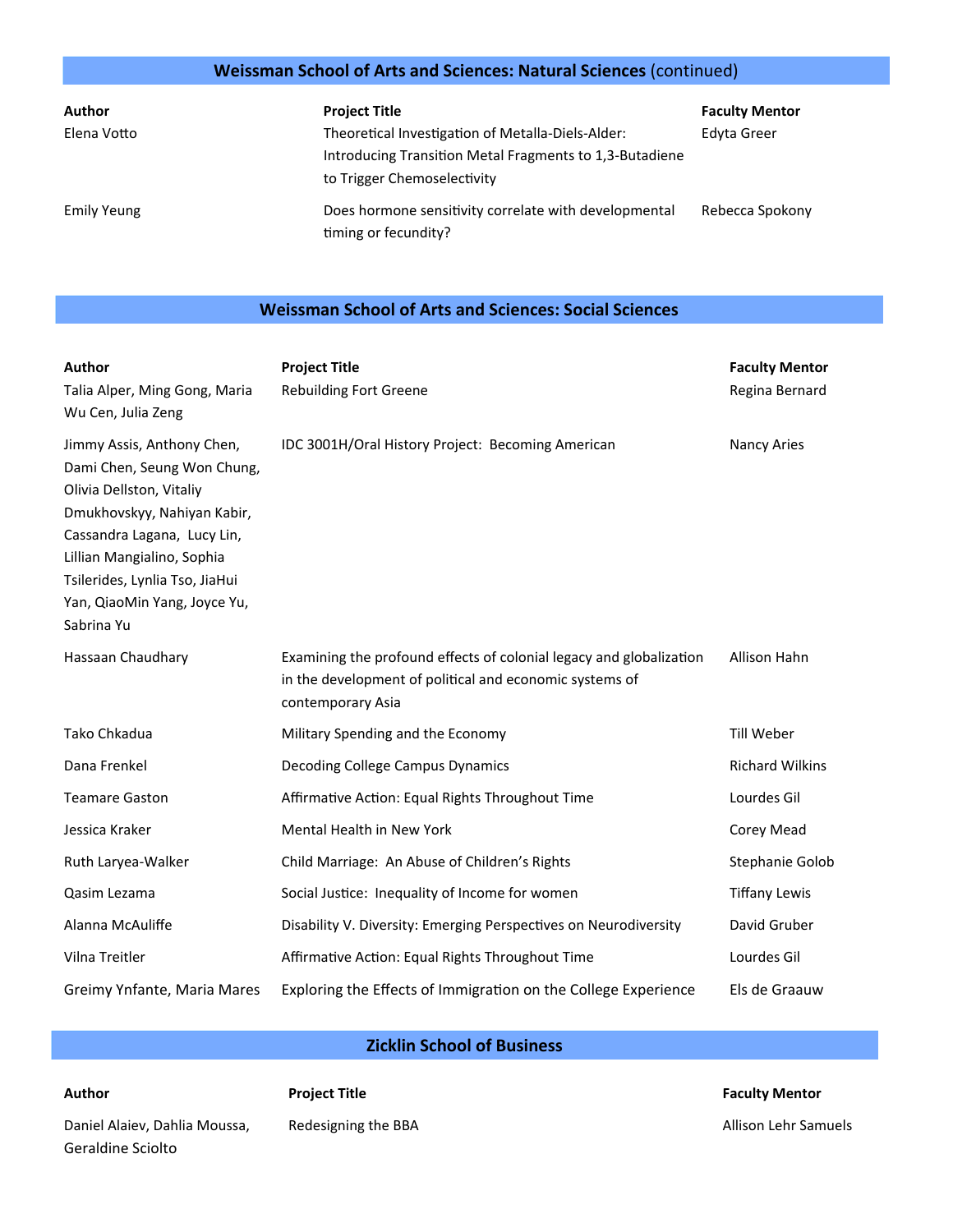## Weissman School of Arts and Sciences: Natural Sciences (continued)

| Author | Project Title | Faculty Mentor |
|---|---|---|
| Elena Votto | Theoretical Investigation of Metalla-Diels-Alder: Introducing Transition Metal Fragments to 1,3-Butadiene to Trigger Chemoselectivity | Edyta Greer |
| Emily Yeung | Does hormone sensitivity correlate with developmental timing or fecundity? | Rebecca Spokony |

## Weissman School of Arts and Sciences: Social Sciences

| Author | Project Title | Faculty Mentor |
|---|---|---|
| Talia Alper, Ming Gong, Maria Wu Cen, Julia Zeng | Rebuilding Fort Greene | Regina Bernard |
| Jimmy Assis, Anthony Chen, Dami Chen, Seung Won Chung, Olivia Dellston, Vitaliy Dmukhovskyy, Nahiyan Kabir, Cassandra Lagana, Lucy Lin, Lillian Mangialino, Sophia Tsilerides, Lynlia Tso, JiaHui Yan, QiaoMin Yang, Joyce Yu, Sabrina Yu | IDC 3001H/Oral History Project: Becoming American | Nancy Aries |
| Hassaan Chaudhary | Examining the profound effects of colonial legacy and globalization in the development of political and economic systems of contemporary Asia | Allison Hahn |
| Tako Chkadua | Military Spending and the Economy | Till Weber |
| Dana Frenkel | Decoding College Campus Dynamics | Richard Wilkins |
| Teamare Gaston | Affirmative Action: Equal Rights Throughout Time | Lourdes Gil |
| Jessica Kraker | Mental Health in New York | Corey Mead |
| Ruth Laryea-Walker | Child Marriage: An Abuse of Children's Rights | Stephanie Golob |
| Qasim Lezama | Social Justice: Inequality of Income for women | Tiffany Lewis |
| Alanna McAuliffe | Disability V. Diversity: Emerging Perspectives on Neurodiversity | David Gruber |
| Vilna Treitler | Affirmative Action: Equal Rights Throughout Time | Lourdes Gil |
| Greimy Ynfante, Maria Mares | Exploring the Effects of Immigration on the College Experience | Els de Graauw |

## Zicklin School of Business

| Author | Project Title | Faculty Mentor |
|---|---|---|
| Daniel Alaiev, Dahlia Moussa, Geraldine Sciolto | Redesigning the BBA | Allison Lehr Samuels |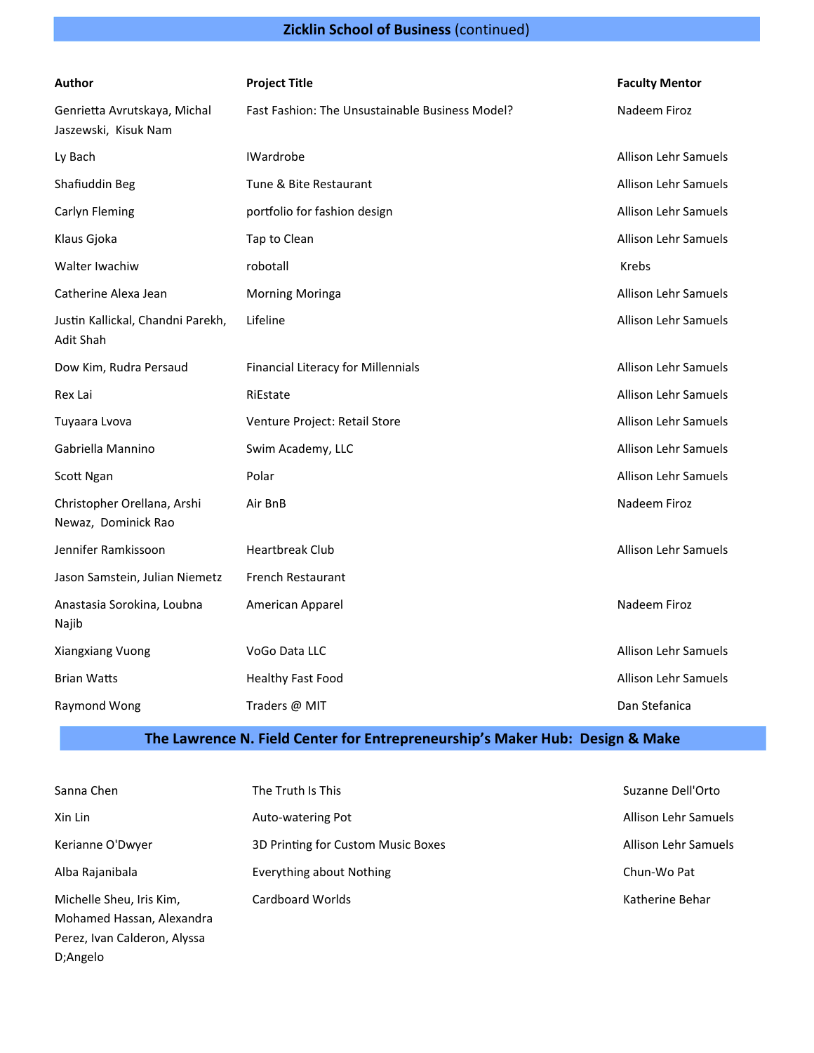## Zicklin School of Business (continued)

| Author | Project Title | Faculty Mentor |
|---|---|---|
| Genrietta Avrutskaya, Michal Jaszewski, Kisuk Nam | Fast Fashion: The Unsustainable Business Model? | Nadeem Firoz |
| Ly Bach | IWardrobe | Allison Lehr Samuels |
| Shafiuddin Beg | Tune & Bite Restaurant | Allison Lehr Samuels |
| Carlyn Fleming | portfolio for fashion design | Allison Lehr Samuels |
| Klaus Gjoka | Tap to Clean | Allison Lehr Samuels |
| Walter Iwachiw | robotall | Krebs |
| Catherine Alexa Jean | Morning Moringa | Allison Lehr Samuels |
| Justin Kallickal, Chandni Parekh, Adit Shah | Lifeline | Allison Lehr Samuels |
| Dow Kim, Rudra Persaud | Financial Literacy for Millennials | Allison Lehr Samuels |
| Rex Lai | RiEstate | Allison Lehr Samuels |
| Tuyaara Lvova | Venture Project: Retail Store | Allison Lehr Samuels |
| Gabriella Mannino | Swim Academy, LLC | Allison Lehr Samuels |
| Scott Ngan | Polar | Allison Lehr Samuels |
| Christopher Orellana, Arshi Newaz, Dominick Rao | Air BnB | Nadeem Firoz |
| Jennifer Ramkissoon | Heartbreak Club | Allison Lehr Samuels |
| Jason Samstein, Julian Niemetz | French Restaurant | |
| Anastasia Sorokina, Loubna Najib | American Apparel | Nadeem Firoz |
| Xiangxiang Vuong | VoGo Data LLC | Allison Lehr Samuels |
| Brian Watts | Healthy Fast Food | Allison Lehr Samuels |
| Raymond Wong | Traders @ MIT | Dan Stefanica |

## The Lawrence N. Field Center for Entrepreneurship's Maker Hub: Design & Make

| Author | Project Title | Faculty Mentor |
|---|---|---|
| Sanna Chen | The Truth Is This | Suzanne Dell'Orto |
| Xin Lin | Auto-watering Pot | Allison Lehr Samuels |
| Kerianne O'Dwyer | 3D Printing for Custom Music Boxes | Allison Lehr Samuels |
| Alba Rajanibala | Everything about Nothing | Chun-Wo Pat |
| Michelle Sheu, Iris Kim, Mohamed Hassan, Alexandra Perez, Ivan Calderon, Alyssa D;Angelo | Cardboard Worlds | Katherine Behar |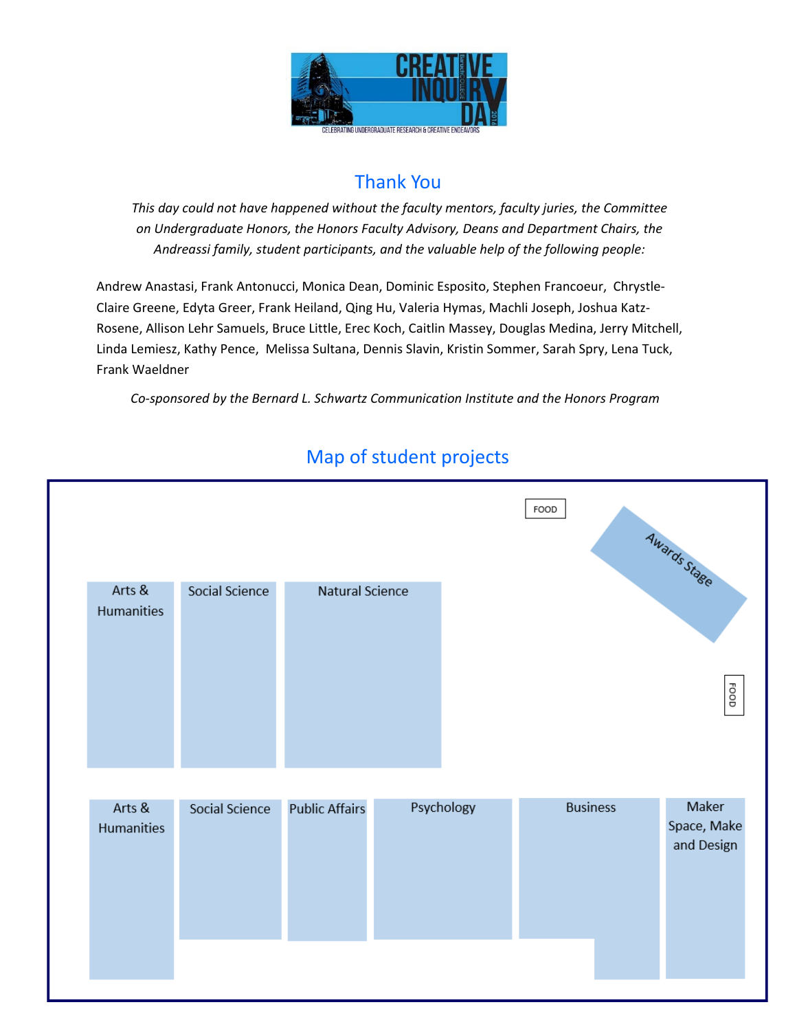CREATIVE INQUIRY DAY

Baruch COLLEGE 2016

CELEBRATING UNDERGRADUATE RESEARCH & CREATIVE ENDEAVORS

## Thank You

*This day could not have happened without the faculty mentors, faculty juries, the Committee on Undergraduate Honors, the Honors Faculty Advisory, Deans and Department Chairs, the Andreassi family, student participants, and the valuable help of the following people:*

Andrew Anastasi, Frank Antonucci, Monica Dean, Dominic Esposito, Stephen Francoeur, Chrystle-Claire Greene, Edyta Greer, Frank Heiland, Qing Hu, Valeria Hymas, Machli Joseph, Joshua Katz-Rosene, Allison Lehr Samuels, Bruce Little, Erec Koch, Caitlin Massey, Douglas Medina, Jerry Mitchell, Linda Lemiesz, Kathy Pence, Melissa Sultana, Dennis Slavin, Kristin Sommer, Sarah Spry, Lena Tuck, Frank Waeldner

*Co-sponsored by the Bernard L. Schwartz Communication Institute and the Honors Program*

## Map of student projects

FOOD

Awards Stage

Arts & Humanities

Social Science

Natural Science

FOOD

Arts & Humanities

Social Science

Public Affairs

Psychology

Business

Maker Space, Make and Design